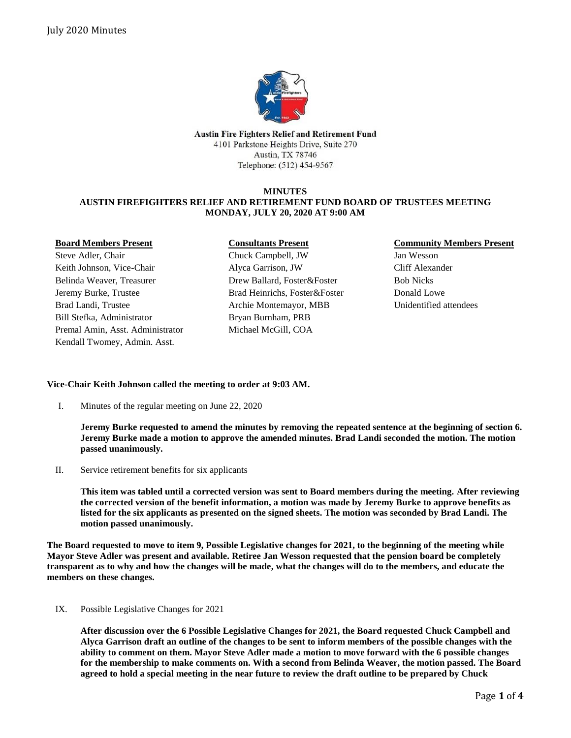Austin Fire Fighters Relief and Retirement Fund
4101 Parkstone Heights Drive, Suite 270
Austin, TX 78746
Telephone: (512) 454-9567

# MINUTES
## AUSTIN FIREFIGHTERS RELIEF AND RETIREMENT FUND BOARD OF TRUSTEES MEETING
## MONDAY, JULY 20, 2020 AT 9:00 AM

| Board Members Present | Consultants Present | Community Members Present |
|---|---|---|
| Steve Adler, Chair | Chuck Campbell, JW | Jan Wesson |
| Keith Johnson, Vice-Chair | Alyca Garrison, JW | Cliff Alexander |
| Belinda Weaver, Treasurer | Drew Ballard, Foster&Foster | Bob Nicks |
| Jeremy Burke, Trustee | Brad Heinrichs, Foster&Foster | Donald Lowe |
| Brad Landi, Trustee | Archie Montemayor, MBB | Unidentified attendees |
| Bill Stefka, Administrator | Bryan Burnham, PRB | |
| Premal Amin, Asst. Administrator | Michael McGill, COA | |
| Kendall Twomey, Admin. Asst. | | |

**Vice-Chair Keith Johnson called the meeting to order at 9:03 AM.**

I. Minutes of the regular meeting on June 22, 2020

**Jeremy Burke requested to amend the minutes by removing the repeated sentence at the beginning of section 6. Jeremy Burke made a motion to approve the amended minutes. Brad Landi seconded the motion. The motion passed unanimously.**

II. Service retirement benefits for six applicants

**This item was tabled until a corrected version was sent to Board members during the meeting. After reviewing the corrected version of the benefit information, a motion was made by Jeremy Burke to approve benefits as listed for the six applicants as presented on the signed sheets. The motion was seconded by Brad Landi. The motion passed unanimously.**

**The Board requested to move to item 9, Possible Legislative changes for 2021, to the beginning of the meeting while Mayor Steve Adler was present and available. Retiree Jan Wesson requested that the pension board be completely transparent as to why and how the changes will be made, what the changes will do to the members, and educate the members on these changes.**

IX. Possible Legislative Changes for 2021

**After discussion over the 6 Possible Legislative Changes for 2021, the Board requested Chuck Campbell and Alyca Garrison draft an outline of the changes to be sent to inform members of the possible changes with the ability to comment on them. Mayor Steve Adler made a motion to move forward with the 6 possible changes for the membership to make comments on. With a second from Belinda Weaver, the motion passed. The Board agreed to hold a special meeting in the near future to review the draft outline to be prepared by Chuck**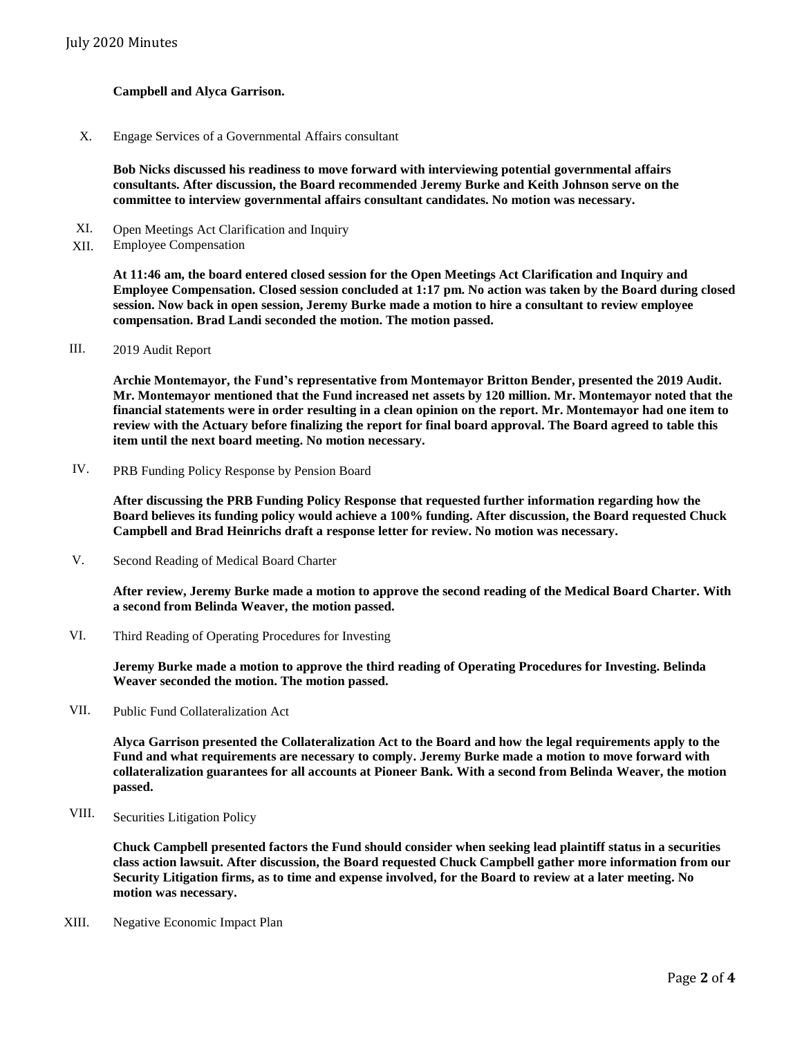**Campbell and Alyca Garrison.**

X. Engage Services of a Governmental Affairs consultant

**Bob Nicks discussed his readiness to move forward with interviewing potential governmental affairs consultants. After discussion, the Board recommended Jeremy Burke and Keith Johnson serve on the committee to interview governmental affairs consultant candidates. No motion was necessary.**

XI. Open Meetings Act Clarification and Inquiry

XII. Employee Compensation

**At 11:46 am, the board entered closed session for the Open Meetings Act Clarification and Inquiry and Employee Compensation. Closed session concluded at 1:17 pm. No action was taken by the Board during closed session. Now back in open session, Jeremy Burke made a motion to hire a consultant to review employee compensation. Brad Landi seconded the motion. The motion passed.**

III. 2019 Audit Report

**Archie Montemayor, the Fund's representative from Montemayor Britton Bender, presented the 2019 Audit. Mr. Montemayor mentioned that the Fund increased net assets by 120 million. Mr. Montemayor noted that the financial statements were in order resulting in a clean opinion on the report. Mr. Montemayor had one item to review with the Actuary before finalizing the report for final board approval. The Board agreed to table this item until the next board meeting. No motion necessary.**

IV. PRB Funding Policy Response by Pension Board

**After discussing the PRB Funding Policy Response that requested further information regarding how the Board believes its funding policy would achieve a 100% funding. After discussion, the Board requested Chuck Campbell and Brad Heinrichs draft a response letter for review. No motion was necessary.**

V. Second Reading of Medical Board Charter

**After review, Jeremy Burke made a motion to approve the second reading of the Medical Board Charter. With a second from Belinda Weaver, the motion passed.**

VI. Third Reading of Operating Procedures for Investing

**Jeremy Burke made a motion to approve the third reading of Operating Procedures for Investing. Belinda Weaver seconded the motion. The motion passed.**

VII. Public Fund Collateralization Act

**Alyca Garrison presented the Collateralization Act to the Board and how the legal requirements apply to the Fund and what requirements are necessary to comply. Jeremy Burke made a motion to move forward with collateralization guarantees for all accounts at Pioneer Bank. With a second from Belinda Weaver, the motion passed.**

VIII. Securities Litigation Policy

**Chuck Campbell presented factors the Fund should consider when seeking lead plaintiff status in a securities class action lawsuit. After discussion, the Board requested Chuck Campbell gather more information from our Security Litigation firms, as to time and expense involved, for the Board to review at a later meeting. No motion was necessary.**

XIII. Negative Economic Impact Plan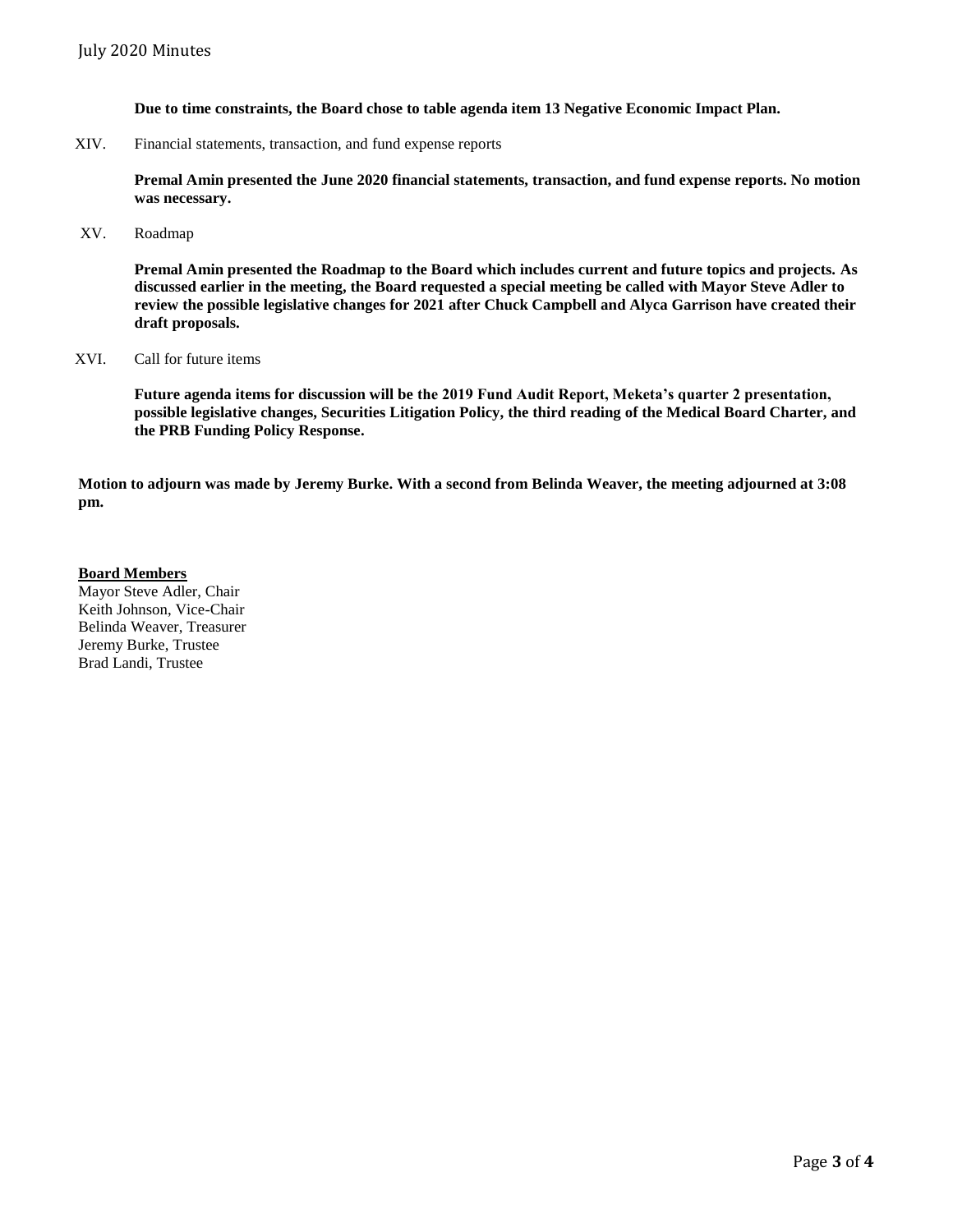**Due to time constraints, the Board chose to table agenda item 13 Negative Economic Impact Plan.**

XIV. Financial statements, transaction, and fund expense reports

**Premal Amin presented the June 2020 financial statements, transaction, and fund expense reports. No motion was necessary.**

XV. Roadmap

**Premal Amin presented the Roadmap to the Board which includes current and future topics and projects. As discussed earlier in the meeting, the Board requested a special meeting be called with Mayor Steve Adler to review the possible legislative changes for 2021 after Chuck Campbell and Alyca Garrison have created their draft proposals.**

XVI. Call for future items

**Future agenda items for discussion will be the 2019 Fund Audit Report, Meketa's quarter 2 presentation, possible legislative changes, Securities Litigation Policy, the third reading of the Medical Board Charter, and the PRB Funding Policy Response.**

**Motion to adjourn was made by Jeremy Burke. With a second from Belinda Weaver, the meeting adjourned at 3:08 pm.**

**Board Members**

Mayor Steve Adler, Chair
Keith Johnson, Vice-Chair
Belinda Weaver, Treasurer
Jeremy Burke, Trustee
Brad Landi, Trustee